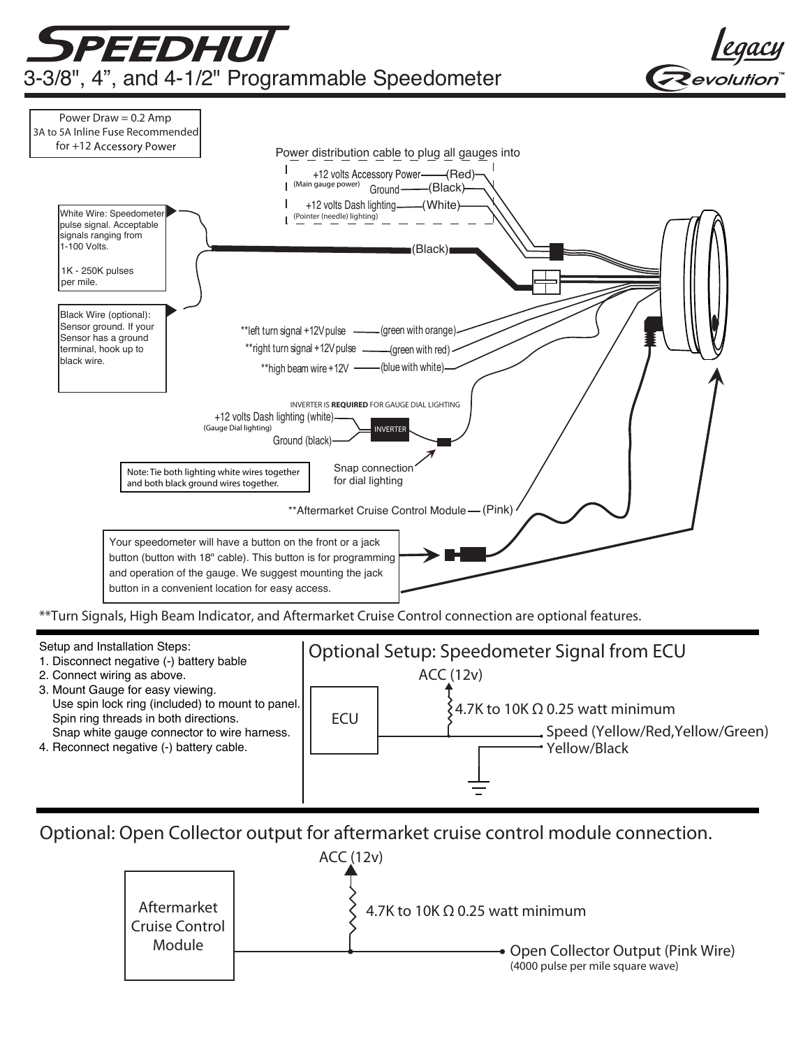# SPEEDHUT

## 3-3/8", 4", and 4-1/2" Programmable Speedometer

Legacy Revolution™

Power Draw = 0.2 Amp
3A to 5A Inline Fuse Recommended for +12 Accessory Power

Power distribution cable to plug all gauges into

- +12 volts Accessory Power (Main gauge power) — (Red)
- Ground — (Black)
- +12 volts Dash lighting (Pointer (needle) lighting) — (White)

White Wire: Speedometer pulse signal. Acceptable signals ranging from 1-100 Volts.

1K - 250K pulses per mile.

(Black)

Black Wire (optional): Sensor ground. If your Sensor has a ground terminal, hook up to black wire.

- **left turn signal +12V pulse — (green with orange)
- **right turn signal +12V pulse — (green with red)
- **high beam wire +12V — (blue with white)

INVERTER IS **REQUIRED** FOR GAUGE DIAL LIGHTING

- +12 volts Dash lighting (white) (Gauge Dial lighting)
- Ground (black)

INVERTER

Snap connection for dial lighting

Note: Tie both lighting white wires together and both black ground wires together.

**Aftermarket Cruise Control Module — (Pink)

Your speedometer will have a button on the front or a jack button (button with 18" cable). This button is for programming and operation of the gauge. We suggest mounting the jack button in a convenient location for easy access.

**Turn Signals, High Beam Indicator, and Aftermarket Cruise Control connection are optional features.

Setup and Installation Steps:

1. Disconnect negative (-) battery bable
2. Connect wiring as above.
3. Mount Gauge for easy viewing.
   Use spin lock ring (included) to mount to panel.
   Spin ring threads in both directions.
   Snap white gauge connector to wire harness.
4. Reconnect negative (-) battery cable.

## Optional Setup: Speedometer Signal from ECU

ACC (12v)

ECU

4.7K to 10K Ω 0.25 watt minimum

Speed (Yellow/Red,Yellow/Green)

Yellow/Black

## Optional: Open Collector output for aftermarket cruise control module connection.

ACC (12v)

Aftermarket Cruise Control Module

4.7K to 10K Ω 0.25 watt minimum

Open Collector Output (Pink Wire)
(4000 pulse per mile square wave)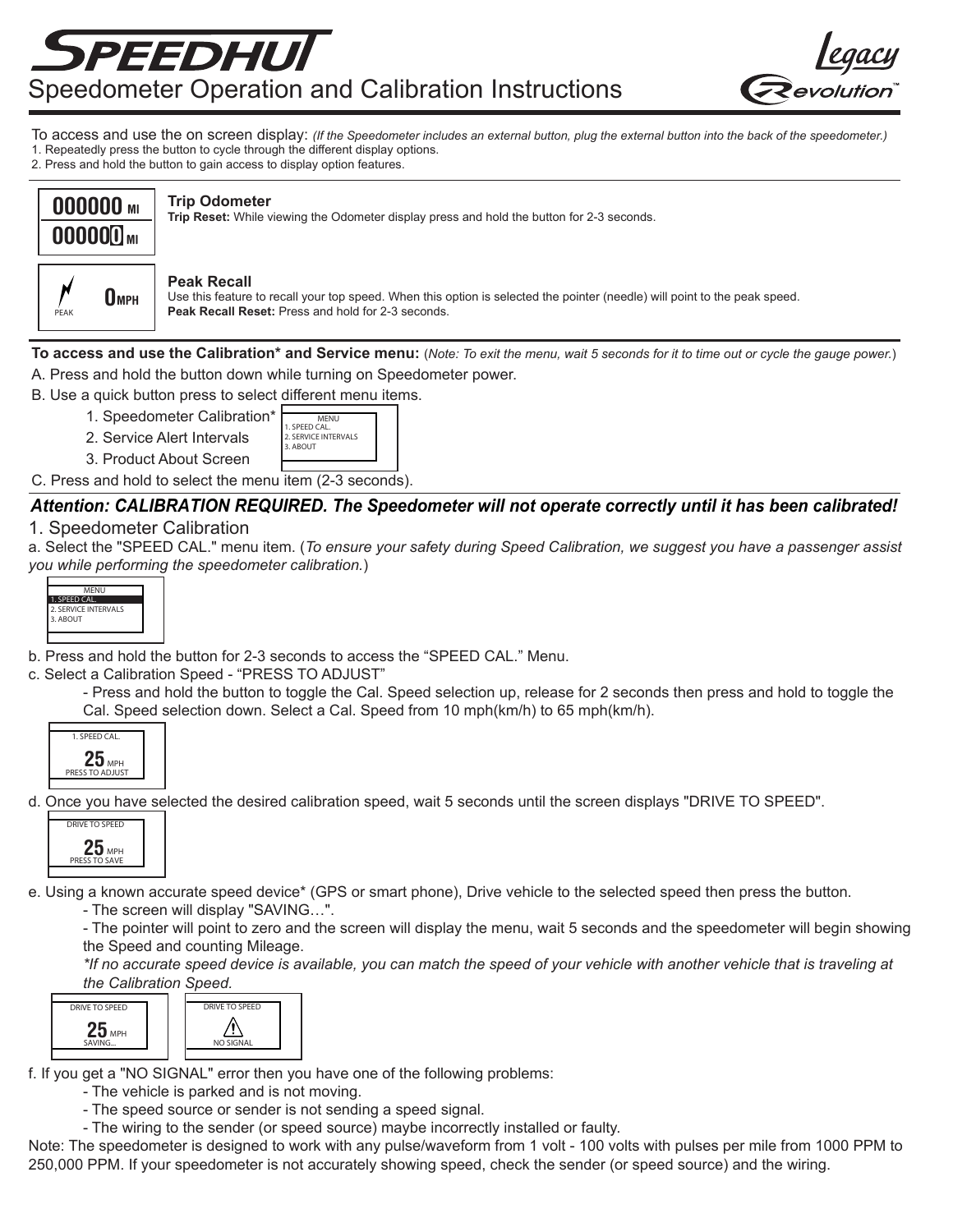# SPEEDHUT

## Speedometer Operation and Calibration Instructions

Legacy Revolution™

To access and use the on screen display: *(If the Speedometer includes an external button, plug the external button into the back of the speedometer.)*

1. Repeatedly press the button to cycle through the different display options.
2. Press and hold the button to gain access to display option features.

000000 MI
000000 MI

**Trip Odometer**

**Trip Reset:** While viewing the Odometer display press and hold the button for 2-3 seconds.

PEAK 0 MPH

**Peak Recall**

Use this feature to recall your top speed. When this option is selected the pointer (needle) will point to the peak speed.

**Peak Recall Reset:** Press and hold for 2-3 seconds.

**To access and use the Calibration* and Service menu:** (*Note: To exit the menu, wait 5 seconds for it to time out or cycle the gauge power.*)

A. Press and hold the button down while turning on Speedometer power.

B. Use a quick button press to select different menu items.

1. Speedometer Calibration*
2. Service Alert Intervals
3. Product About Screen

MENU
1. SPEED CAL.
2. SERVICE INTERVALS
3. ABOUT

C. Press and hold to select the menu item (2-3 seconds).

***Attention: CALIBRATION REQUIRED. The Speedometer will not operate correctly until it has been calibrated!***

### 1. Speedometer Calibration

a. Select the "SPEED CAL." menu item. (*To ensure your safety during Speed Calibration, we suggest you have a passenger assist you while performing the speedometer calibration.*)

MENU
1. SPEED CAL.
2. SERVICE INTERVALS
3. ABOUT

b. Press and hold the button for 2-3 seconds to access the "SPEED CAL." Menu.

c. Select a Calibration Speed - "PRESS TO ADJUST"

- Press and hold the button to toggle the Cal. Speed selection up, release for 2 seconds then press and hold to toggle the Cal. Speed selection down. Select a Cal. Speed from 10 mph(km/h) to 65 mph(km/h).

1. SPEED CAL.
25 MPH
PRESS TO ADJUST

d. Once you have selected the desired calibration speed, wait 5 seconds until the screen displays "DRIVE TO SPEED".

DRIVE TO SPEED
25 MPH
PRESS TO SAVE

e. Using a known accurate speed device* (GPS or smart phone), Drive vehicle to the selected speed then press the button.

- The screen will display "SAVING…".
- The pointer will point to zero and the screen will display the menu, wait 5 seconds and the speedometer will begin showing the Speed and counting Mileage.

*\*If no accurate speed device is available, you can match the speed of your vehicle with another vehicle that is traveling at the Calibration Speed.*

DRIVE TO SPEED
25 MPH
SAVING...

DRIVE TO SPEED
⚠
NO SIGNAL

f. If you get a "NO SIGNAL" error then you have one of the following problems:

- The vehicle is parked and is not moving.
- The speed source or sender is not sending a speed signal.
- The wiring to the sender (or speed source) maybe incorrectly installed or faulty.

Note: The speedometer is designed to work with any pulse/waveform from 1 volt - 100 volts with pulses per mile from 1000 PPM to 250,000 PPM. If your speedometer is not accurately showing speed, check the sender (or speed source) and the wiring.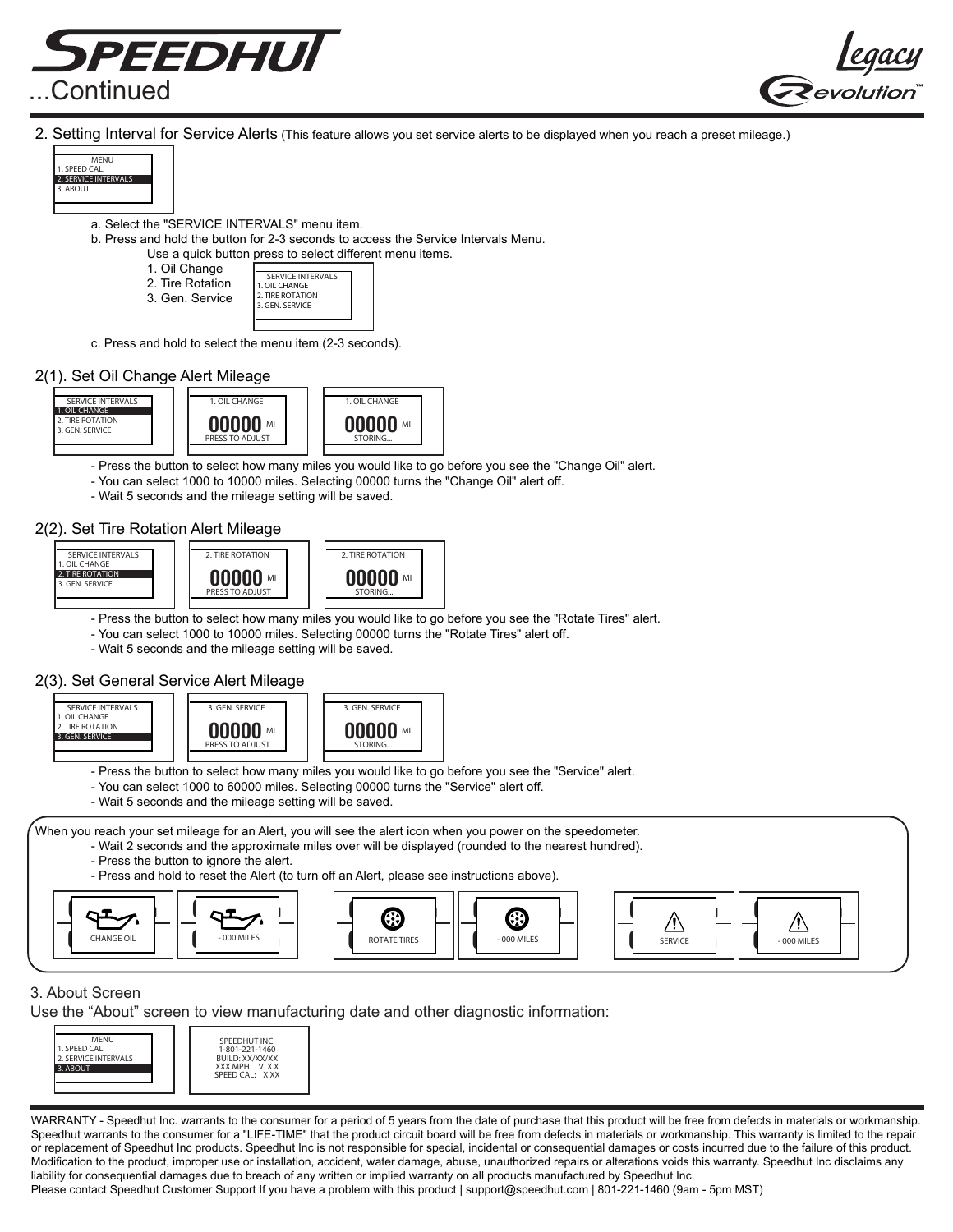# ...Continued

## 2. Setting Interval for Service Alerts (This feature allows you set service alerts to be displayed when you reach a preset mileage.)

MENU
1. SPEED CAL.
2. SERVICE INTERVALS
3. ABOUT

a. Select the "SERVICE INTERVALS" menu item.

b. Press and hold the button for 2-3 seconds to access the Service Intervals Menu.
Use a quick button press to select different menu items.
1. Oil Change
2. Tire Rotation
3. Gen. Service

SERVICE INTERVALS
1. OIL CHANGE
2. TIRE ROTATION
3. GEN. SERVICE

c. Press and hold to select the menu item (2-3 seconds).

## 2(1). Set Oil Change Alert Mileage

SERVICE INTERVALS
1. OIL CHANGE
2. TIRE ROTATION
3. GEN. SERVICE

1. OIL CHANGE
00000 MI
PRESS TO ADJUST

1. OIL CHANGE
00000 MI
STORING...

- Press the button to select how many miles you would like to go before you see the "Change Oil" alert.
- You can select 1000 to 10000 miles. Selecting 00000 turns the "Change Oil" alert off.
- Wait 5 seconds and the mileage setting will be saved.

## 2(2). Set Tire Rotation Alert Mileage

SERVICE INTERVALS
1. OIL CHANGE
2. TIRE ROTATION
3. GEN. SERVICE

2. TIRE ROTATION
00000 MI
PRESS TO ADJUST

2. TIRE ROTATION
00000 MI
STORING...

- Press the button to select how many miles you would like to go before you see the "Rotate Tires" alert.
- You can select 1000 to 10000 miles. Selecting 00000 turns the "Rotate Tires" alert off.
- Wait 5 seconds and the mileage setting will be saved.

## 2(3). Set General Service Alert Mileage

SERVICE INTERVALS
1. OIL CHANGE
2. TIRE ROTATION
3. GEN. SERVICE

3. GEN. SERVICE
00000 MI
PRESS TO ADJUST

3. GEN. SERVICE
00000 MI
STORING...

- Press the button to select how many miles you would like to go before you see the "Service" alert.
- You can select 1000 to 60000 miles. Selecting 00000 turns the "Service" alert off.
- Wait 5 seconds and the mileage setting will be saved.

When you reach your set mileage for an Alert, you will see the alert icon when you power on the speedometer.
- Wait 2 seconds and the approximate miles over will be displayed (rounded to the nearest hundred).
- Press the button to ignore the alert.
- Press and hold to reset the Alert (to turn off an Alert, please see instructions above).

CHANGE OIL | - 000 MILES | ROTATE TIRES | - 000 MILES | SERVICE | - 000 MILES

## 3. About Screen

Use the "About" screen to view manufacturing date and other diagnostic information:

MENU
1. SPEED CAL.
2. SERVICE INTERVALS
3. ABOUT

SPEEDHUT INC.
1-801-221-1460
BUILD: XX/XX/XX
XXX MPH V. X.X
SPEED CAL: X.XX

WARRANTY - Speedhut Inc. warrants to the consumer for a period of 5 years from the date of purchase that this product will be free from defects in materials or workmanship. Speedhut warrants to the consumer for a "LIFE-TIME" that the product circuit board will be free from defects in materials or workmanship. This warranty is limited to the repair or replacement of Speedhut Inc products. Speedhut Inc is not responsible for special, incidental or consequential damages or costs incurred due to the failure of this product. Modification to the product, improper use or installation, accident, water damage, abuse, unauthorized repairs or alterations voids this warranty. Speedhut Inc disclaims any liability for consequential damages due to breach of any written or implied warranty on all products manufactured by Speedhut Inc.

Please contact Speedhut Customer Support If you have a problem with this product | support@speedhut.com | 801-221-1460 (9am - 5pm MST)